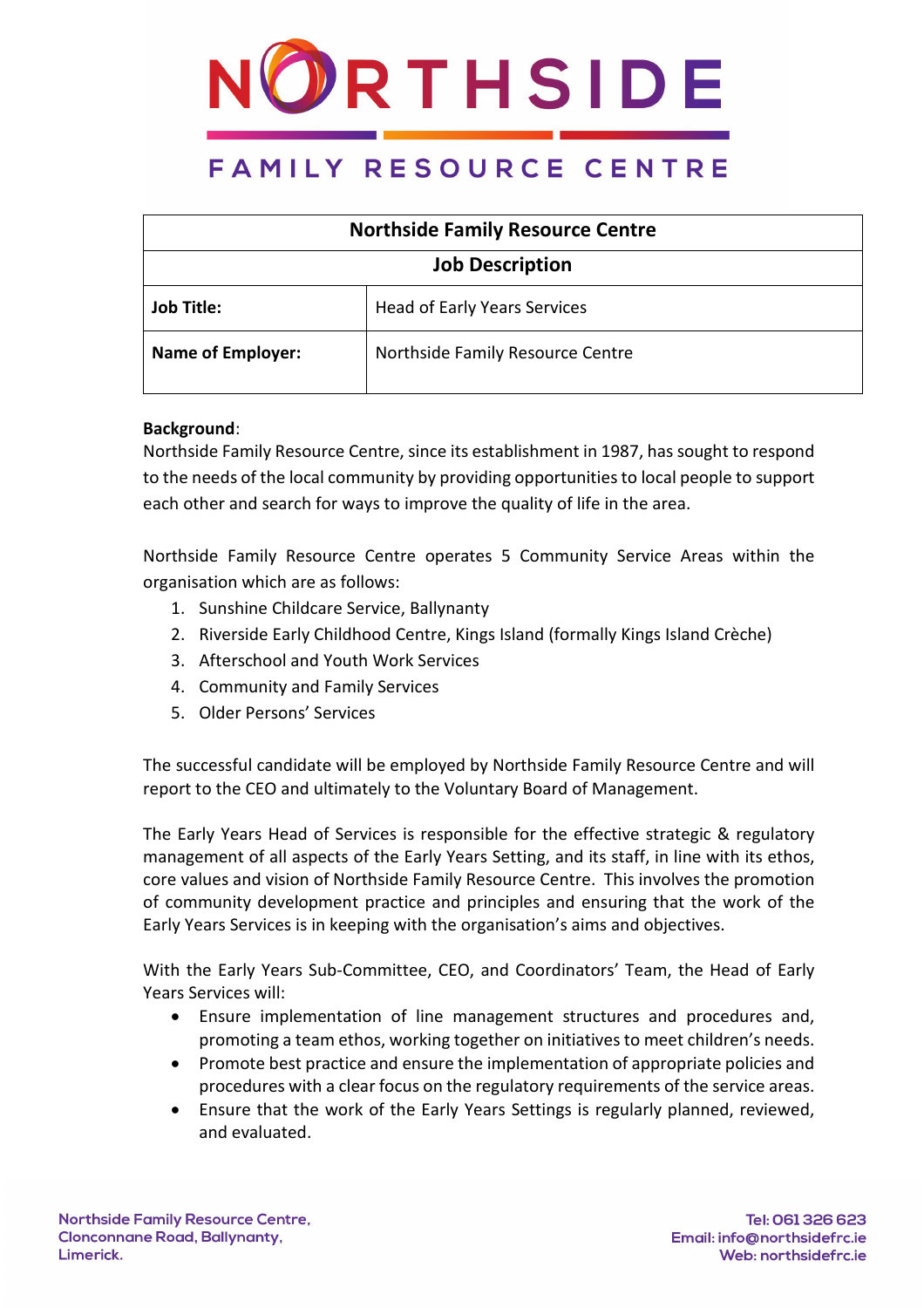# NORTHSIDE

## FAMILY RESOURCE CENTRE

| Northside Family Resource Centre | |
|---|---|
| **Job Description** | |
| **Job Title:** | Head of Early Years Services |
| **Name of Employer:** | Northside Family Resource Centre |

**Background**:
Northside Family Resource Centre, since its establishment in 1987, has sought to respond to the needs of the local community by providing opportunities to local people to support each other and search for ways to improve the quality of life in the area.

Northside Family Resource Centre operates 5 Community Service Areas within the organisation which are as follows:

1. Sunshine Childcare Service, Ballynanty
2. Riverside Early Childhood Centre, Kings Island (formally Kings Island Crèche)
3. Afterschool and Youth Work Services
4. Community and Family Services
5. Older Persons' Services

The successful candidate will be employed by Northside Family Resource Centre and will report to the CEO and ultimately to the Voluntary Board of Management.

The Early Years Head of Services is responsible for the effective strategic & regulatory management of all aspects of the Early Years Setting, and its staff, in line with its ethos, core values and vision of Northside Family Resource Centre. This involves the promotion of community development practice and principles and ensuring that the work of the Early Years Services is in keeping with the organisation's aims and objectives.

With the Early Years Sub-Committee, CEO, and Coordinators' Team, the Head of Early Years Services will:

- Ensure implementation of line management structures and procedures and, promoting a team ethos, working together on initiatives to meet children's needs.
- Promote best practice and ensure the implementation of appropriate policies and procedures with a clear focus on the regulatory requirements of the service areas.
- Ensure that the work of the Early Years Settings is regularly planned, reviewed, and evaluated.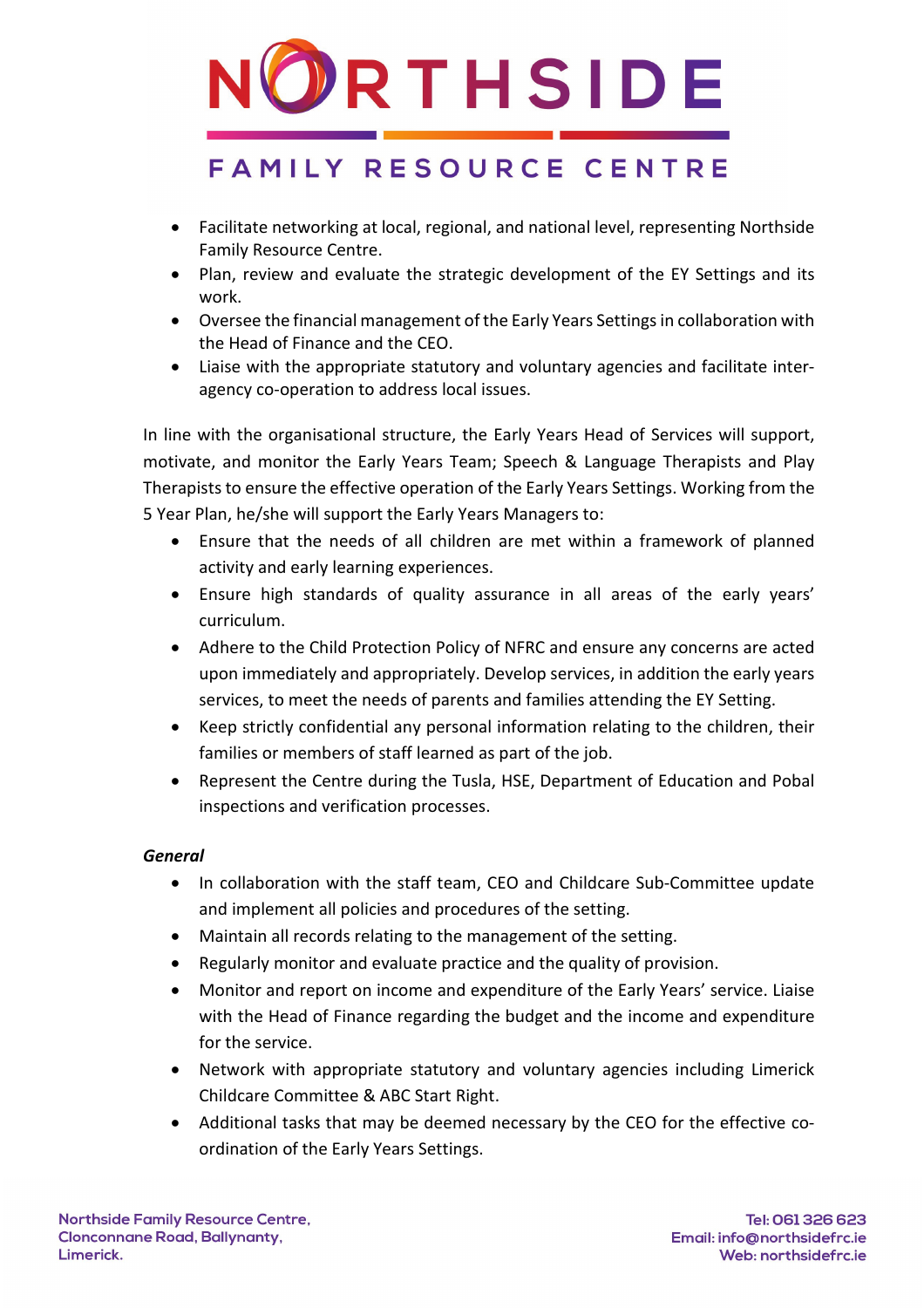- Facilitate networking at local, regional, and national level, representing Northside Family Resource Centre.
- Plan, review and evaluate the strategic development of the EY Settings and its work.
- Oversee the financial management of the Early Years Settings in collaboration with the Head of Finance and the CEO.
- Liaise with the appropriate statutory and voluntary agencies and facilitate inter-agency co-operation to address local issues.

In line with the organisational structure, the Early Years Head of Services will support, motivate, and monitor the Early Years Team; Speech & Language Therapists and Play Therapists to ensure the effective operation of the Early Years Settings. Working from the 5 Year Plan, he/she will support the Early Years Managers to:

- Ensure that the needs of all children are met within a framework of planned activity and early learning experiences.
- Ensure high standards of quality assurance in all areas of the early years' curriculum.
- Adhere to the Child Protection Policy of NFRC and ensure any concerns are acted upon immediately and appropriately. Develop services, in addition the early years services, to meet the needs of parents and families attending the EY Setting.
- Keep strictly confidential any personal information relating to the children, their families or members of staff learned as part of the job.
- Represent the Centre during the Tusla, HSE, Department of Education and Pobal inspections and verification processes.

***General***

- In collaboration with the staff team, CEO and Childcare Sub-Committee update and implement all policies and procedures of the setting.
- Maintain all records relating to the management of the setting.
- Regularly monitor and evaluate practice and the quality of provision.
- Monitor and report on income and expenditure of the Early Years' service. Liaise with the Head of Finance regarding the budget and the income and expenditure for the service.
- Network with appropriate statutory and voluntary agencies including Limerick Childcare Committee & ABC Start Right.
- Additional tasks that may be deemed necessary by the CEO for the effective co-ordination of the Early Years Settings.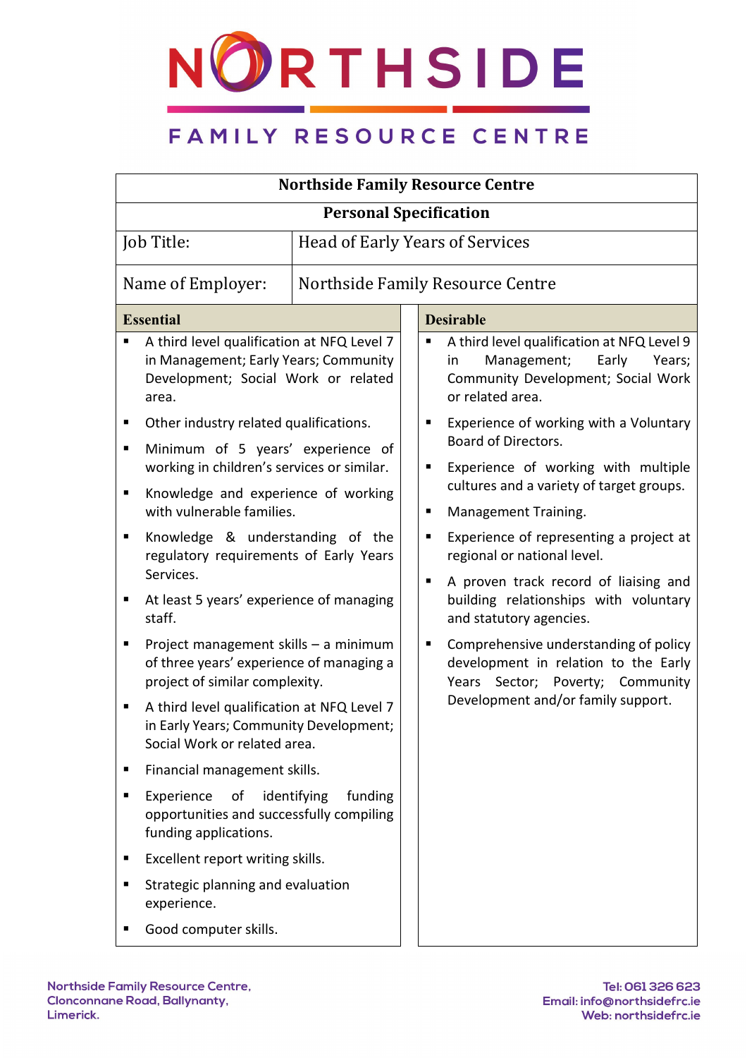# NORTHSIDE

## FAMILY RESOURCE CENTRE

| Northside Family Resource Centre | |
|---|---|
| **Personal Specification** | |
| Job Title: | Head of Early Years of Services |
| Name of Employer: | Northside Family Resource Centre |

### Essential

- A third level qualification at NFQ Level 7 in Management; Early Years; Community Development; Social Work or related area.
- Other industry related qualifications.
- Minimum of 5 years' experience of working in children's services or similar.
- Knowledge and experience of working with vulnerable families.
- Knowledge & understanding of the regulatory requirements of Early Years Services.
- At least 5 years' experience of managing staff.
- Project management skills – a minimum of three years' experience of managing a project of similar complexity.
- A third level qualification at NFQ Level 7 in Early Years; Community Development; Social Work or related area.
- Financial management skills.
- Experience of identifying funding opportunities and successfully compiling funding applications.
- Excellent report writing skills.
- Strategic planning and evaluation experience.
- Good computer skills.

### Desirable

- A third level qualification at NFQ Level 9 in Management; Early Years; Community Development; Social Work or related area.
- Experience of working with a Voluntary Board of Directors.
- Experience of working with multiple cultures and a variety of target groups.
- Management Training.
- Experience of representing a project at regional or national level.
- A proven track record of liaising and building relationships with voluntary and statutory agencies.
- Comprehensive understanding of policy development in relation to the Early Years Sector; Poverty; Community Development and/or family support.

Northside Family Resource Centre,
Clonconnane Road, Ballynanty,
Limerick.

Tel: 061 326 623
Email: info@northsidefrc.ie
Web: northsidefrc.ie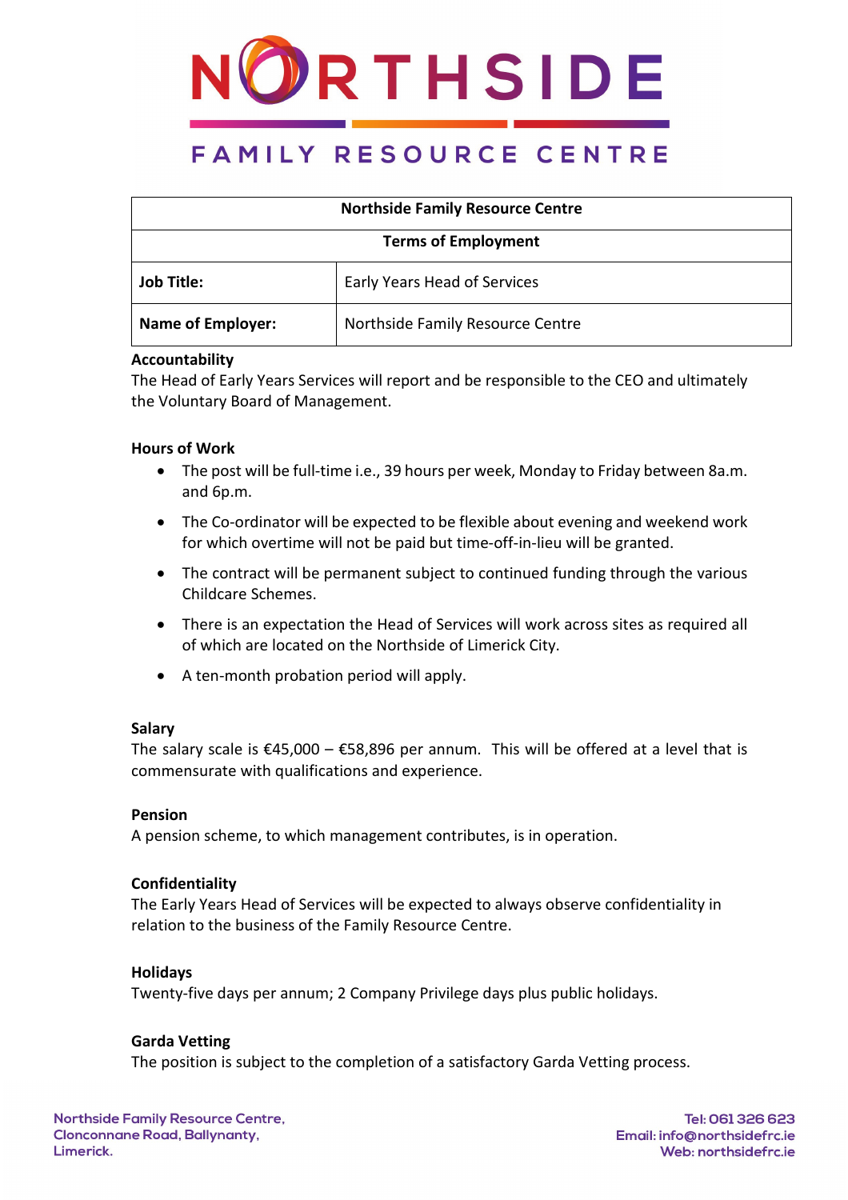# NORTHSIDE

## FAMILY RESOURCE CENTRE

| Northside Family Resource Centre | |
|---|---|
| **Terms of Employment** | |
| **Job Title:** | Early Years Head of Services |
| **Name of Employer:** | Northside Family Resource Centre |

**Accountability**
The Head of Early Years Services will report and be responsible to the CEO and ultimately the Voluntary Board of Management.

**Hours of Work**

- The post will be full-time i.e., 39 hours per week, Monday to Friday between 8a.m. and 6p.m.
- The Co-ordinator will be expected to be flexible about evening and weekend work for which overtime will not be paid but time-off-in-lieu will be granted.
- The contract will be permanent subject to continued funding through the various Childcare Schemes.
- There is an expectation the Head of Services will work across sites as required all of which are located on the Northside of Limerick City.
- A ten-month probation period will apply.

**Salary**
The salary scale is €45,000 – €58,896 per annum. This will be offered at a level that is commensurate with qualifications and experience.

**Pension**
A pension scheme, to which management contributes, is in operation.

**Confidentiality**
The Early Years Head of Services will be expected to always observe confidentiality in relation to the business of the Family Resource Centre.

**Holidays**
Twenty-five days per annum; 2 Company Privilege days plus public holidays.

**Garda Vetting**
The position is subject to the completion of a satisfactory Garda Vetting process.

Northside Family Resource Centre,
Clonconnane Road, Ballynanty,
Limerick.

Tel: 061 326 623
Email: info@northsidefrc.ie
Web: northsidefrc.ie